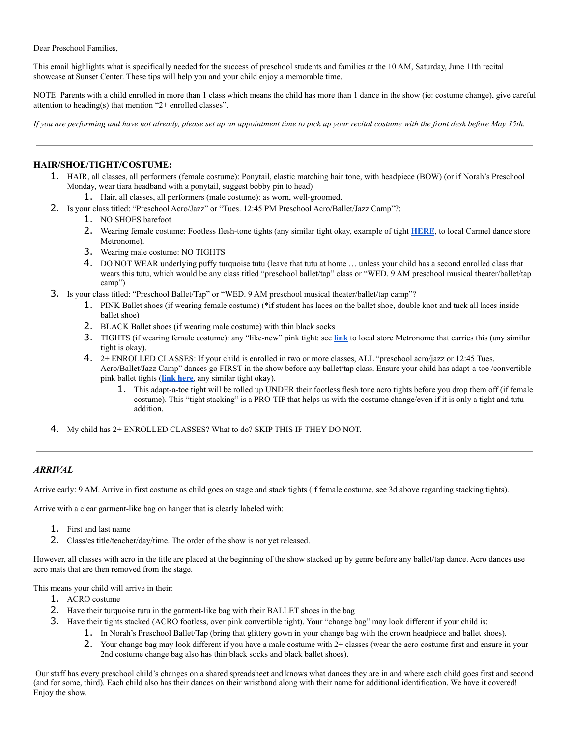Dear Preschool Families,

This email highlights what is specifically needed for the success of preschool students and families at the 10 AM, Saturday, June 11th recital showcase at Sunset Center. These tips will help you and your child enjoy a memorable time.

NOTE: Parents with a child enrolled in more than 1 class which means the child has more than 1 dance in the show (ie: costume change), give careful attention to heading(s) that mention "2+ enrolled classes".

*If you are performing and have not already, please set up an appointment time to pick up your recital costume with the front desk before May 15th.*

---

### HAIR/SHOE/TIGHT/COSTUME:

1. HAIR, all classes, all performers (female costume): Ponytail, elastic matching hair tone, with headpiece (BOW) (or if Norah's Preschool Monday, wear tiara headband with a ponytail, suggest bobby pin to head)
    1. Hair, all classes, all performers (male costume): as worn, well-groomed.
2. Is your class titled: "Preschool Acro/Jazz" or "Tues. 12:45 PM Preschool Acro/Ballet/Jazz Camp"?:
    1. NO SHOES barefoot
    2. Wearing female costume: Footless flesh-tone tights (any similar tight okay, example of tight **HERE**, to local Carmel dance store Metronome).
    3. Wearing male costume: NO TIGHTS
    4. DO NOT WEAR underlying puffy turquoise tutu (leave that tutu at home … unless your child has a second enrolled class that wears this tutu, which would be any class titled "preschool ballet/tap" class or "WED. 9 AM preschool musical theater/ballet/tap camp")
3. Is your class titled: "Preschool Ballet/Tap" or "WED. 9 AM preschool musical theater/ballet/tap camp"?
    1. PINK Ballet shoes (if wearing female costume) (*if student has laces on the ballet shoe, double knot and tuck all laces inside ballet shoe)
    2. BLACK Ballet shoes (if wearing male costume) with thin black socks
    3. TIGHTS (if wearing female costume): any "like-new" pink tight: see **link** to local store Metronome that carries this (any similar tight is okay).
    4. 2+ ENROLLED CLASSES: If your child is enrolled in two or more classes, ALL "preschool acro/jazz or 12:45 Tues. Acro/Ballet/Jazz Camp" dances go FIRST in the show before any ballet/tap class. Ensure your child has adapt-a-toe /convertible pink ballet tights (**link here**, any similar tight okay).
        1. This adapt-a-toe tight will be rolled up UNDER their footless flesh tone acro tights before you drop them off (if female costume). This "tight stacking" is a PRO-TIP that helps us with the costume change/even if it is only a tight and tutu addition.
4. My child has 2+ ENROLLED CLASSES? What to do? SKIP THIS IF THEY DO NOT.

---

### *ARRIVAL*

Arrive early: 9 AM. Arrive in first costume as child goes on stage and stack tights (if female costume, see 3d above regarding stacking tights).

Arrive with a clear garment-like bag on hanger that is clearly labeled with:

1. First and last name
2. Class/es title/teacher/day/time. The order of the show is not yet released.

However, all classes with acro in the title are placed at the beginning of the show stacked up by genre before any ballet/tap dance. Acro dances use acro mats that are then removed from the stage.

This means your child will arrive in their:

1. ACRO costume
2. Have their turquoise tutu in the garment-like bag with their BALLET shoes in the bag
3. Have their tights stacked (ACRO footless, over pink convertible tight). Your "change bag" may look different if your child is:
    1. In Norah's Preschool Ballet/Tap (bring that glittery gown in your change bag with the crown headpiece and ballet shoes).
    2. Your change bag may look different if you have a male costume with 2+ classes (wear the acro costume first and ensure in your 2nd costume change bag also has thin black socks and black ballet shoes).

Our staff has every preschool child's changes on a shared spreadsheet and knows what dances they are in and where each child goes first and second (and for some, third). Each child also has their dances on their wristband along with their name for additional identification. We have it covered! Enjoy the show.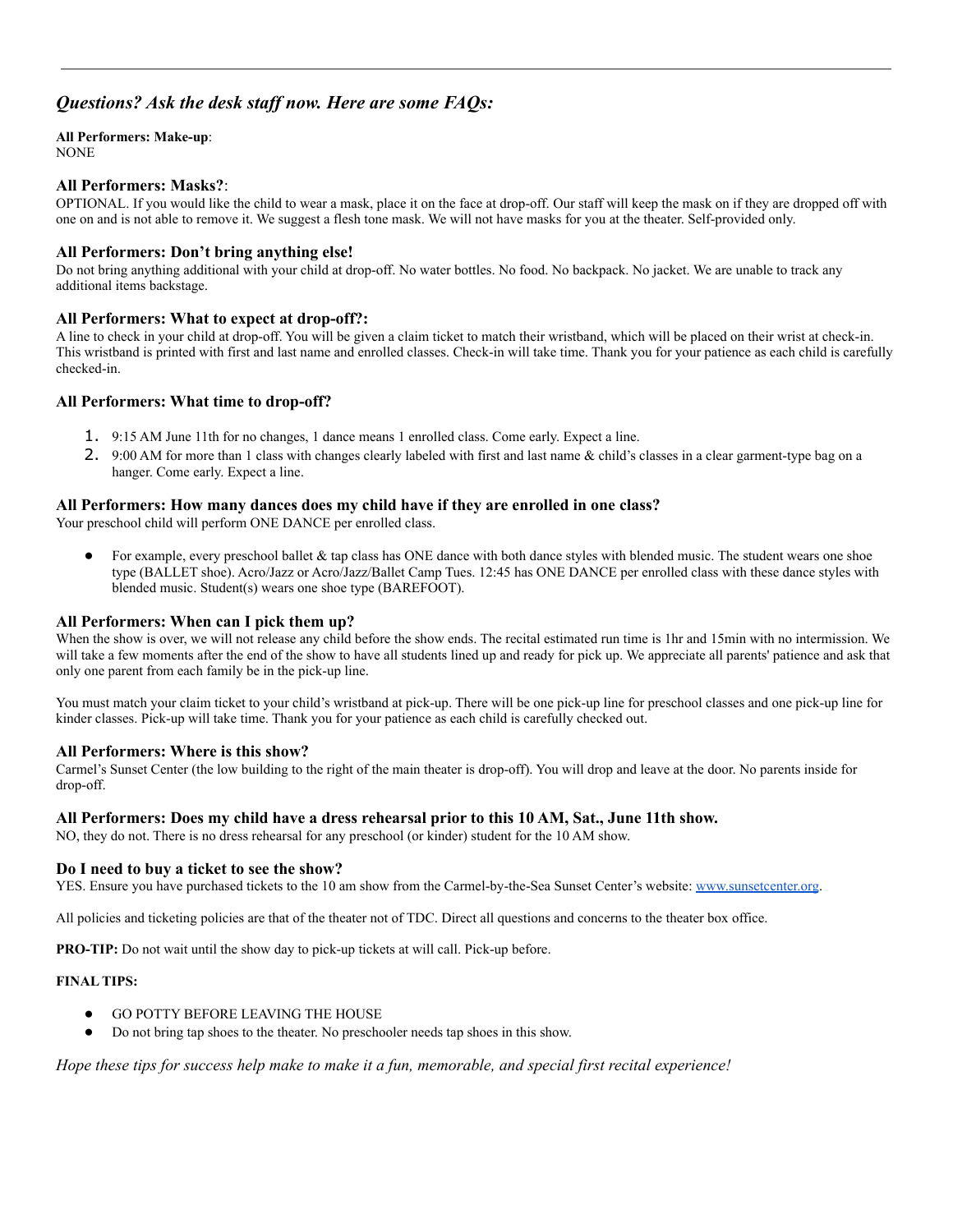---

## *Questions? Ask the desk staff now. Here are some FAQs:*

**All Performers: Make-up**:
NONE

### All Performers: Masks?:

OPTIONAL. If you would like the child to wear a mask, place it on the face at drop-off. Our staff will keep the mask on if they are dropped off with one on and is not able to remove it. We suggest a flesh tone mask. We will not have masks for you at the theater. Self-provided only.

### All Performers: Don't bring anything else!

Do not bring anything additional with your child at drop-off. No water bottles. No food. No backpack. No jacket. We are unable to track any additional items backstage.

### All Performers: What to expect at drop-off?:

A line to check in your child at drop-off. You will be given a claim ticket to match their wristband, which will be placed on their wrist at check-in. This wristband is printed with first and last name and enrolled classes. Check-in will take time. Thank you for your patience as each child is carefully checked-in.

### All Performers: What time to drop-off?

1. 9:15 AM June 11th for no changes, 1 dance means 1 enrolled class. Come early. Expect a line.
2. 9:00 AM for more than 1 class with changes clearly labeled with first and last name & child's classes in a clear garment-type bag on a hanger. Come early. Expect a line.

### All Performers: How many dances does my child have if they are enrolled in one class?

Your preschool child will perform ONE DANCE per enrolled class.

- For example, every preschool ballet & tap class has ONE dance with both dance styles with blended music. The student wears one shoe type (BALLET shoe). Acro/Jazz or Acro/Jazz/Ballet Camp Tues. 12:45 has ONE DANCE per enrolled class with these dance styles with blended music. Student(s) wears one shoe type (BAREFOOT).

### All Performers: When can I pick them up?

When the show is over, we will not release any child before the show ends. The recital estimated run time is 1hr and 15min with no intermission. We will take a few moments after the end of the show to have all students lined up and ready for pick up. We appreciate all parents' patience and ask that only one parent from each family be in the pick-up line.

You must match your claim ticket to your child's wristband at pick-up. There will be one pick-up line for preschool classes and one pick-up line for kinder classes. Pick-up will take time. Thank you for your patience as each child is carefully checked out.

### All Performers: Where is this show?

Carmel's Sunset Center (the low building to the right of the main theater is drop-off). You will drop and leave at the door. No parents inside for drop-off.

### All Performers: Does my child have a dress rehearsal prior to this 10 AM, Sat., June 11th show.

NO, they do not. There is no dress rehearsal for any preschool (or kinder) student for the 10 AM show.

### Do I need to buy a ticket to see the show?

YES. Ensure you have purchased tickets to the 10 am show from the Carmel-by-the-Sea Sunset Center's website: [www.sunsetcenter.org](http://www.sunsetcenter.org).

All policies and ticketing policies are that of the theater not of TDC. Direct all questions and concerns to the theater box office.

**PRO-TIP:** Do not wait until the show day to pick-up tickets at will call. Pick-up before.

**FINAL TIPS:**

- GO POTTY BEFORE LEAVING THE HOUSE
- Do not bring tap shoes to the theater. No preschooler needs tap shoes in this show.

*Hope these tips for success help make to make it a fun, memorable, and special first recital experience!*